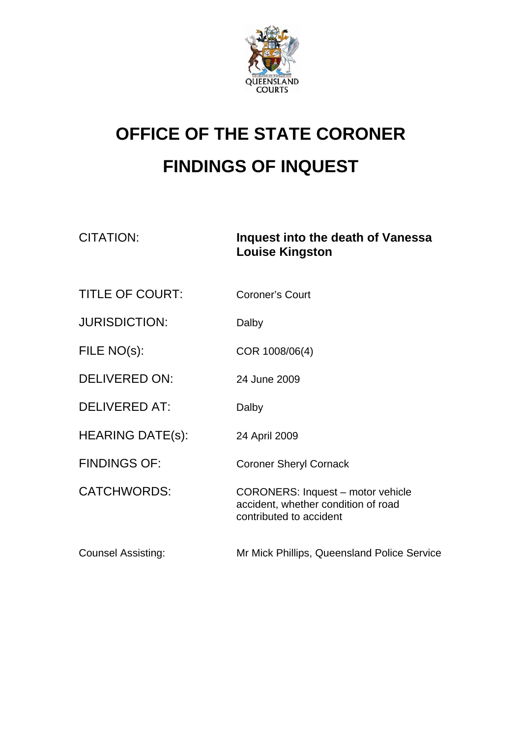QUEENSLAND COURTS

# OFFICE OF THE STATE CORONER

# FINDINGS OF INQUEST

| | |
|---|---|
| CITATION: | **Inquest into the death of Vanessa Louise Kingston** |
| TITLE OF COURT: | Coroner's Court |
| JURISDICTION: | Dalby |
| FILE NO(s): | COR 1008/06(4) |
| DELIVERED ON: | 24 June 2009 |
| DELIVERED AT: | Dalby |
| HEARING DATE(s): | 24 April 2009 |
| FINDINGS OF: | Coroner Sheryl Cornack |
| CATCHWORDS: | CORONERS: Inquest – motor vehicle accident, whether condition of road contributed to accident |
| Counsel Assisting: | Mr Mick Phillips, Queensland Police Service |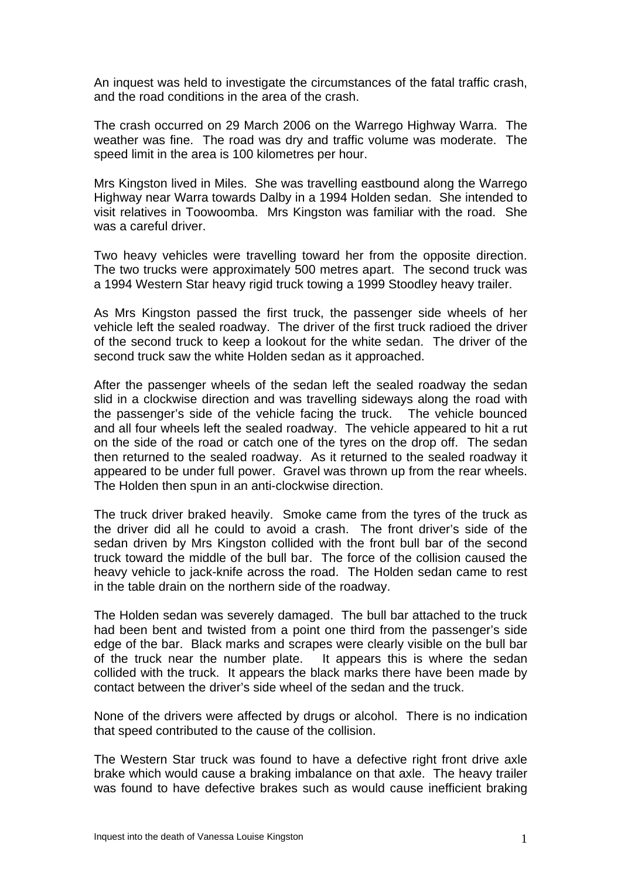An inquest was held to investigate the circumstances of the fatal traffic crash, and the road conditions in the area of the crash.

The crash occurred on 29 March 2006 on the Warrego Highway Warra. The weather was fine. The road was dry and traffic volume was moderate. The speed limit in the area is 100 kilometres per hour.

Mrs Kingston lived in Miles. She was travelling eastbound along the Warrego Highway near Warra towards Dalby in a 1994 Holden sedan. She intended to visit relatives in Toowoomba. Mrs Kingston was familiar with the road. She was a careful driver.

Two heavy vehicles were travelling toward her from the opposite direction. The two trucks were approximately 500 metres apart. The second truck was a 1994 Western Star heavy rigid truck towing a 1999 Stoodley heavy trailer.

As Mrs Kingston passed the first truck, the passenger side wheels of her vehicle left the sealed roadway. The driver of the first truck radioed the driver of the second truck to keep a lookout for the white sedan. The driver of the second truck saw the white Holden sedan as it approached.

After the passenger wheels of the sedan left the sealed roadway the sedan slid in a clockwise direction and was travelling sideways along the road with the passenger's side of the vehicle facing the truck. The vehicle bounced and all four wheels left the sealed roadway. The vehicle appeared to hit a rut on the side of the road or catch one of the tyres on the drop off. The sedan then returned to the sealed roadway. As it returned to the sealed roadway it appeared to be under full power. Gravel was thrown up from the rear wheels. The Holden then spun in an anti-clockwise direction.

The truck driver braked heavily. Smoke came from the tyres of the truck as the driver did all he could to avoid a crash. The front driver's side of the sedan driven by Mrs Kingston collided with the front bull bar of the second truck toward the middle of the bull bar. The force of the collision caused the heavy vehicle to jack-knife across the road. The Holden sedan came to rest in the table drain on the northern side of the roadway.

The Holden sedan was severely damaged. The bull bar attached to the truck had been bent and twisted from a point one third from the passenger's side edge of the bar. Black marks and scrapes were clearly visible on the bull bar of the truck near the number plate. It appears this is where the sedan collided with the truck. It appears the black marks there have been made by contact between the driver's side wheel of the sedan and the truck.

None of the drivers were affected by drugs or alcohol. There is no indication that speed contributed to the cause of the collision.

The Western Star truck was found to have a defective right front drive axle brake which would cause a braking imbalance on that axle. The heavy trailer was found to have defective brakes such as would cause inefficient braking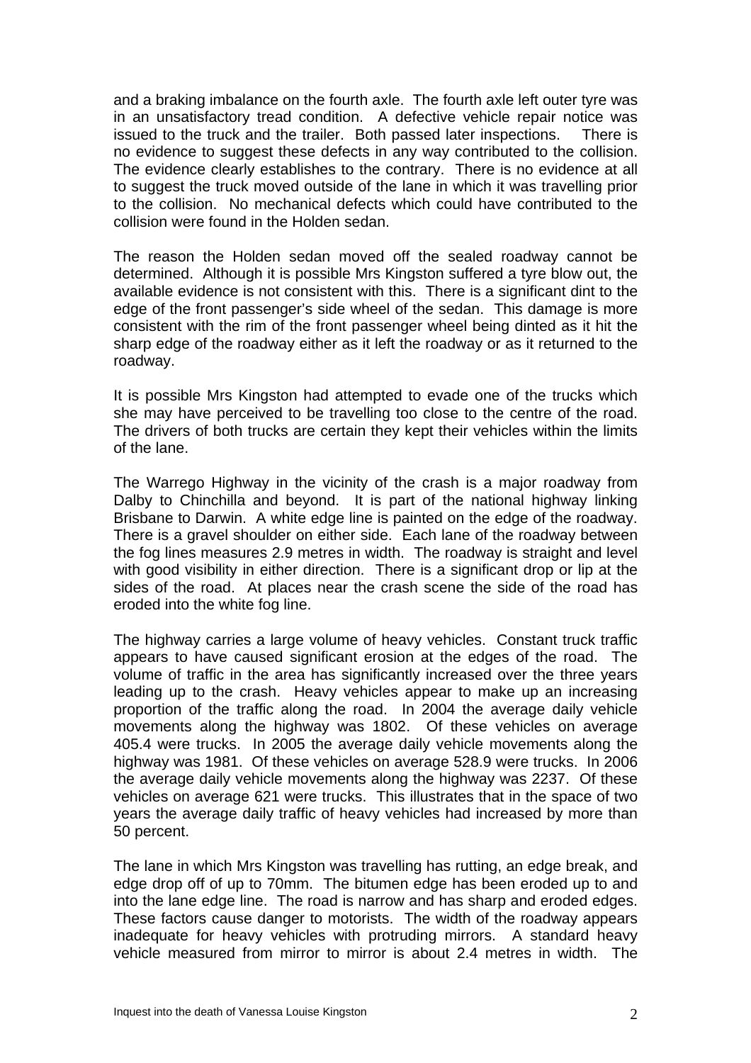and a braking imbalance on the fourth axle. The fourth axle left outer tyre was in an unsatisfactory tread condition. A defective vehicle repair notice was issued to the truck and the trailer. Both passed later inspections. There is no evidence to suggest these defects in any way contributed to the collision. The evidence clearly establishes to the contrary. There is no evidence at all to suggest the truck moved outside of the lane in which it was travelling prior to the collision. No mechanical defects which could have contributed to the collision were found in the Holden sedan.

The reason the Holden sedan moved off the sealed roadway cannot be determined. Although it is possible Mrs Kingston suffered a tyre blow out, the available evidence is not consistent with this. There is a significant dint to the edge of the front passenger's side wheel of the sedan. This damage is more consistent with the rim of the front passenger wheel being dinted as it hit the sharp edge of the roadway either as it left the roadway or as it returned to the roadway.

It is possible Mrs Kingston had attempted to evade one of the trucks which she may have perceived to be travelling too close to the centre of the road. The drivers of both trucks are certain they kept their vehicles within the limits of the lane.

The Warrego Highway in the vicinity of the crash is a major roadway from Dalby to Chinchilla and beyond. It is part of the national highway linking Brisbane to Darwin. A white edge line is painted on the edge of the roadway. There is a gravel shoulder on either side. Each lane of the roadway between the fog lines measures 2.9 metres in width. The roadway is straight and level with good visibility in either direction. There is a significant drop or lip at the sides of the road. At places near the crash scene the side of the road has eroded into the white fog line.

The highway carries a large volume of heavy vehicles. Constant truck traffic appears to have caused significant erosion at the edges of the road. The volume of traffic in the area has significantly increased over the three years leading up to the crash. Heavy vehicles appear to make up an increasing proportion of the traffic along the road. In 2004 the average daily vehicle movements along the highway was 1802. Of these vehicles on average 405.4 were trucks. In 2005 the average daily vehicle movements along the highway was 1981. Of these vehicles on average 528.9 were trucks. In 2006 the average daily vehicle movements along the highway was 2237. Of these vehicles on average 621 were trucks. This illustrates that in the space of two years the average daily traffic of heavy vehicles had increased by more than 50 percent.

The lane in which Mrs Kingston was travelling has rutting, an edge break, and edge drop off of up to 70mm. The bitumen edge has been eroded up to and into the lane edge line. The road is narrow and has sharp and eroded edges. These factors cause danger to motorists. The width of the roadway appears inadequate for heavy vehicles with protruding mirrors. A standard heavy vehicle measured from mirror to mirror is about 2.4 metres in width. The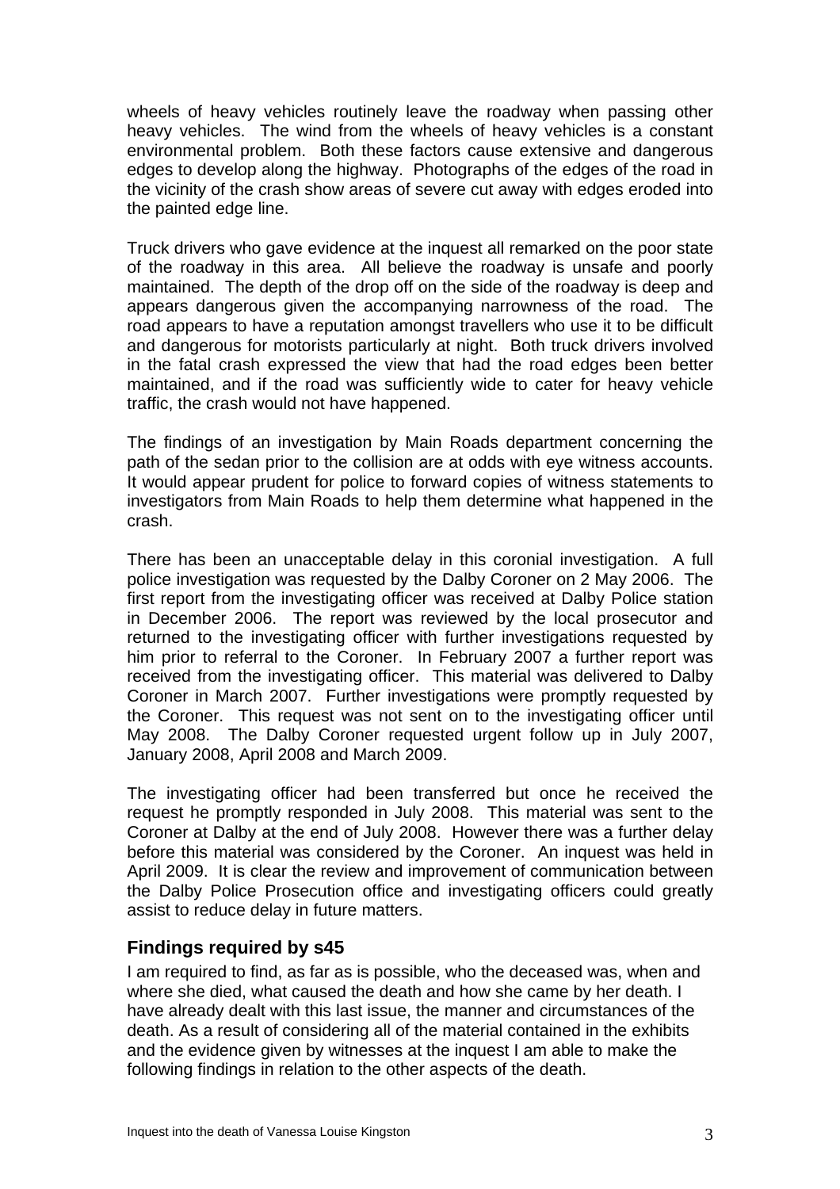wheels of heavy vehicles routinely leave the roadway when passing other heavy vehicles. The wind from the wheels of heavy vehicles is a constant environmental problem. Both these factors cause extensive and dangerous edges to develop along the highway. Photographs of the edges of the road in the vicinity of the crash show areas of severe cut away with edges eroded into the painted edge line.

Truck drivers who gave evidence at the inquest all remarked on the poor state of the roadway in this area. All believe the roadway is unsafe and poorly maintained. The depth of the drop off on the side of the roadway is deep and appears dangerous given the accompanying narrowness of the road. The road appears to have a reputation amongst travellers who use it to be difficult and dangerous for motorists particularly at night. Both truck drivers involved in the fatal crash expressed the view that had the road edges been better maintained, and if the road was sufficiently wide to cater for heavy vehicle traffic, the crash would not have happened.

The findings of an investigation by Main Roads department concerning the path of the sedan prior to the collision are at odds with eye witness accounts. It would appear prudent for police to forward copies of witness statements to investigators from Main Roads to help them determine what happened in the crash.

There has been an unacceptable delay in this coronial investigation. A full police investigation was requested by the Dalby Coroner on 2 May 2006. The first report from the investigating officer was received at Dalby Police station in December 2006. The report was reviewed by the local prosecutor and returned to the investigating officer with further investigations requested by him prior to referral to the Coroner. In February 2007 a further report was received from the investigating officer. This material was delivered to Dalby Coroner in March 2007. Further investigations were promptly requested by the Coroner. This request was not sent on to the investigating officer until May 2008. The Dalby Coroner requested urgent follow up in July 2007, January 2008, April 2008 and March 2009.

The investigating officer had been transferred but once he received the request he promptly responded in July 2008. This material was sent to the Coroner at Dalby at the end of July 2008. However there was a further delay before this material was considered by the Coroner. An inquest was held in April 2009. It is clear the review and improvement of communication between the Dalby Police Prosecution office and investigating officers could greatly assist to reduce delay in future matters.

## Findings required by s45

I am required to find, as far as is possible, who the deceased was, when and where she died, what caused the death and how she came by her death. I have already dealt with this last issue, the manner and circumstances of the death. As a result of considering all of the material contained in the exhibits and the evidence given by witnesses at the inquest I am able to make the following findings in relation to the other aspects of the death.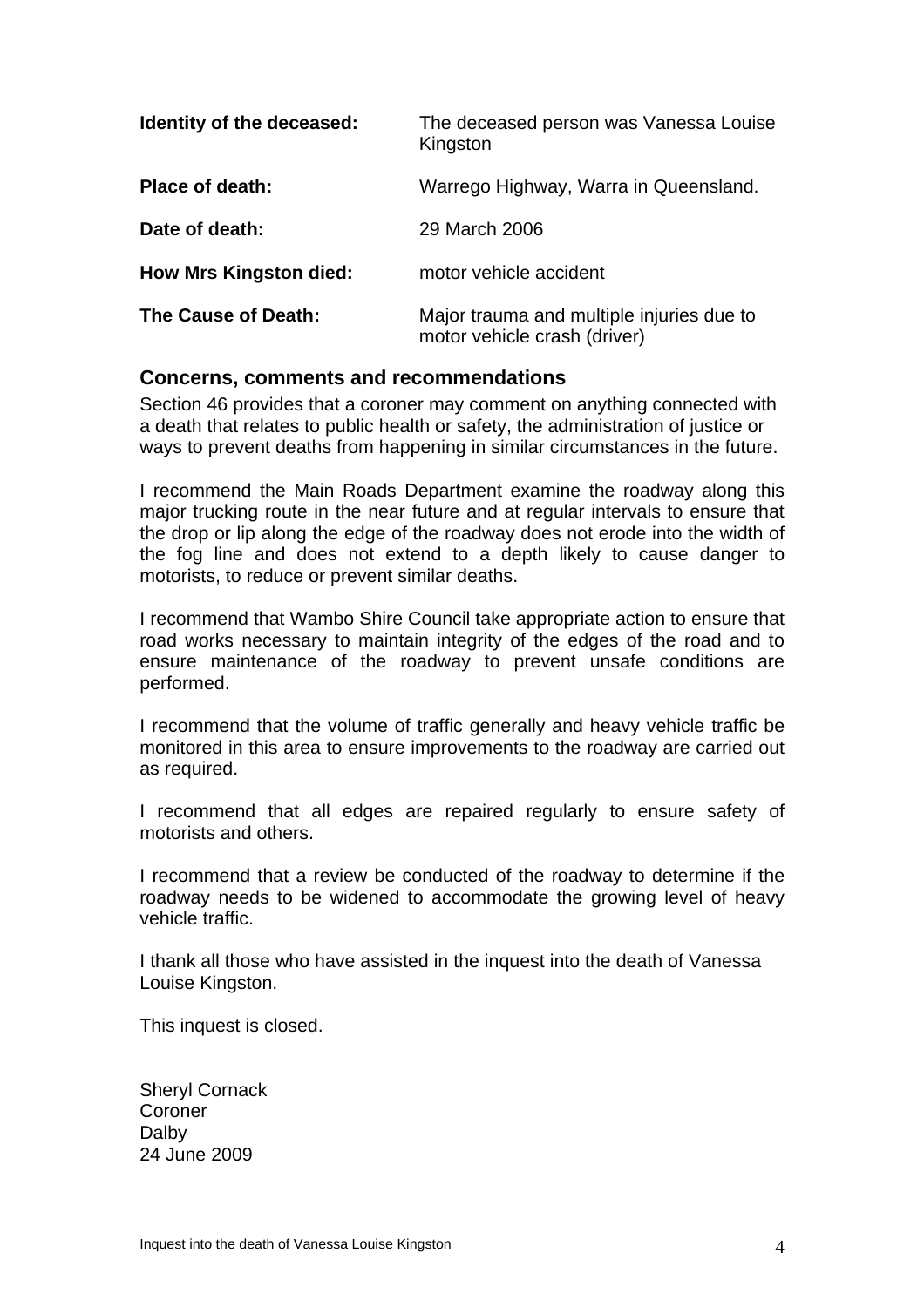| | |
|---|---|
| **Identity of the deceased:** | The deceased person was Vanessa Louise Kingston |
| **Place of death:** | Warrego Highway, Warra in Queensland. |
| **Date of death:** | 29 March 2006 |
| **How Mrs Kingston died:** | motor vehicle accident |
| **The Cause of Death:** | Major trauma and multiple injuries due to motor vehicle crash (driver) |

## Concerns, comments and recommendations

Section 46 provides that a coroner may comment on anything connected with a death that relates to public health or safety, the administration of justice or ways to prevent deaths from happening in similar circumstances in the future.

I recommend the Main Roads Department examine the roadway along this major trucking route in the near future and at regular intervals to ensure that the drop or lip along the edge of the roadway does not erode into the width of the fog line and does not extend to a depth likely to cause danger to motorists, to reduce or prevent similar deaths.

I recommend that Wambo Shire Council take appropriate action to ensure that road works necessary to maintain integrity of the edges of the road and to ensure maintenance of the roadway to prevent unsafe conditions are performed.

I recommend that the volume of traffic generally and heavy vehicle traffic be monitored in this area to ensure improvements to the roadway are carried out as required.

I recommend that all edges are repaired regularly to ensure safety of motorists and others.

I recommend that a review be conducted of the roadway to determine if the roadway needs to be widened to accommodate the growing level of heavy vehicle traffic.

I thank all those who have assisted in the inquest into the death of Vanessa Louise Kingston.

This inquest is closed.

Sheryl Cornack
Coroner
Dalby
24 June 2009